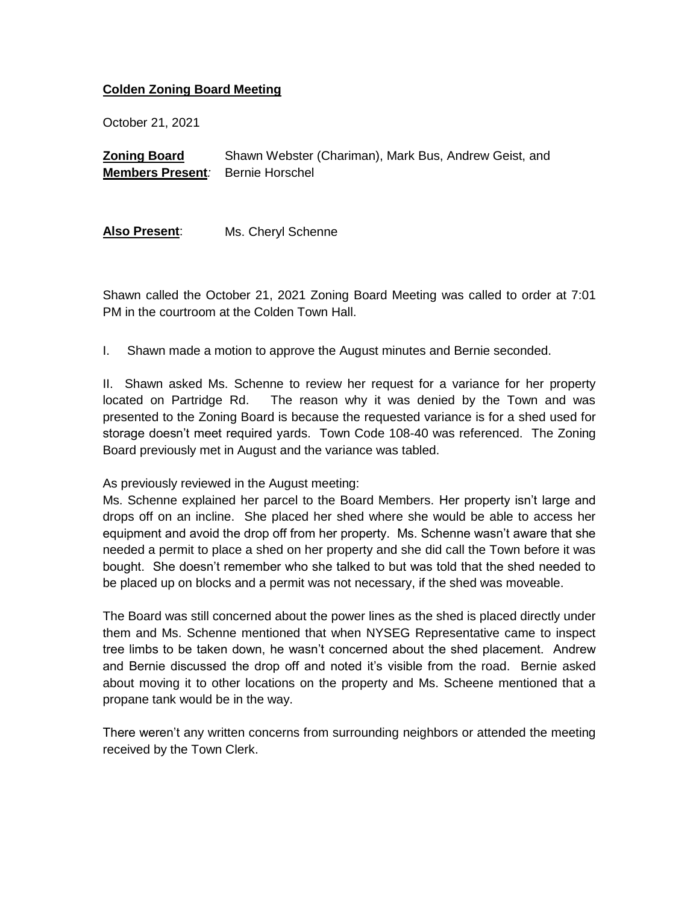**Colden Zoning Board Meeting**

October 21, 2021

**Zoning Board Members Present***:* Shawn Webster (Chariman), Mark Bus, Andrew Geist, and Bernie Horschel

**Also Present**: Ms. Cheryl Schenne

Shawn called the October 21, 2021 Zoning Board Meeting was called to order at 7:01 PM in the courtroom at the Colden Town Hall.

I. Shawn made a motion to approve the August minutes and Bernie seconded.

II. Shawn asked Ms. Schenne to review her request for a variance for her property located on Partridge Rd. The reason why it was denied by the Town and was presented to the Zoning Board is because the requested variance is for a shed used for storage doesn't meet required yards. Town Code 108-40 was referenced. The Zoning Board previously met in August and the variance was tabled.

As previously reviewed in the August meeting:
Ms. Schenne explained her parcel to the Board Members. Her property isn't large and drops off on an incline. She placed her shed where she would be able to access her equipment and avoid the drop off from her property. Ms. Schenne wasn't aware that she needed a permit to place a shed on her property and she did call the Town before it was bought. She doesn't remember who she talked to but was told that the shed needed to be placed up on blocks and a permit was not necessary, if the shed was moveable.

The Board was still concerned about the power lines as the shed is placed directly under them and Ms. Schenne mentioned that when NYSEG Representative came to inspect tree limbs to be taken down, he wasn't concerned about the shed placement. Andrew and Bernie discussed the drop off and noted it's visible from the road. Bernie asked about moving it to other locations on the property and Ms. Scheene mentioned that a propane tank would be in the way.

There weren't any written concerns from surrounding neighbors or attended the meeting received by the Town Clerk.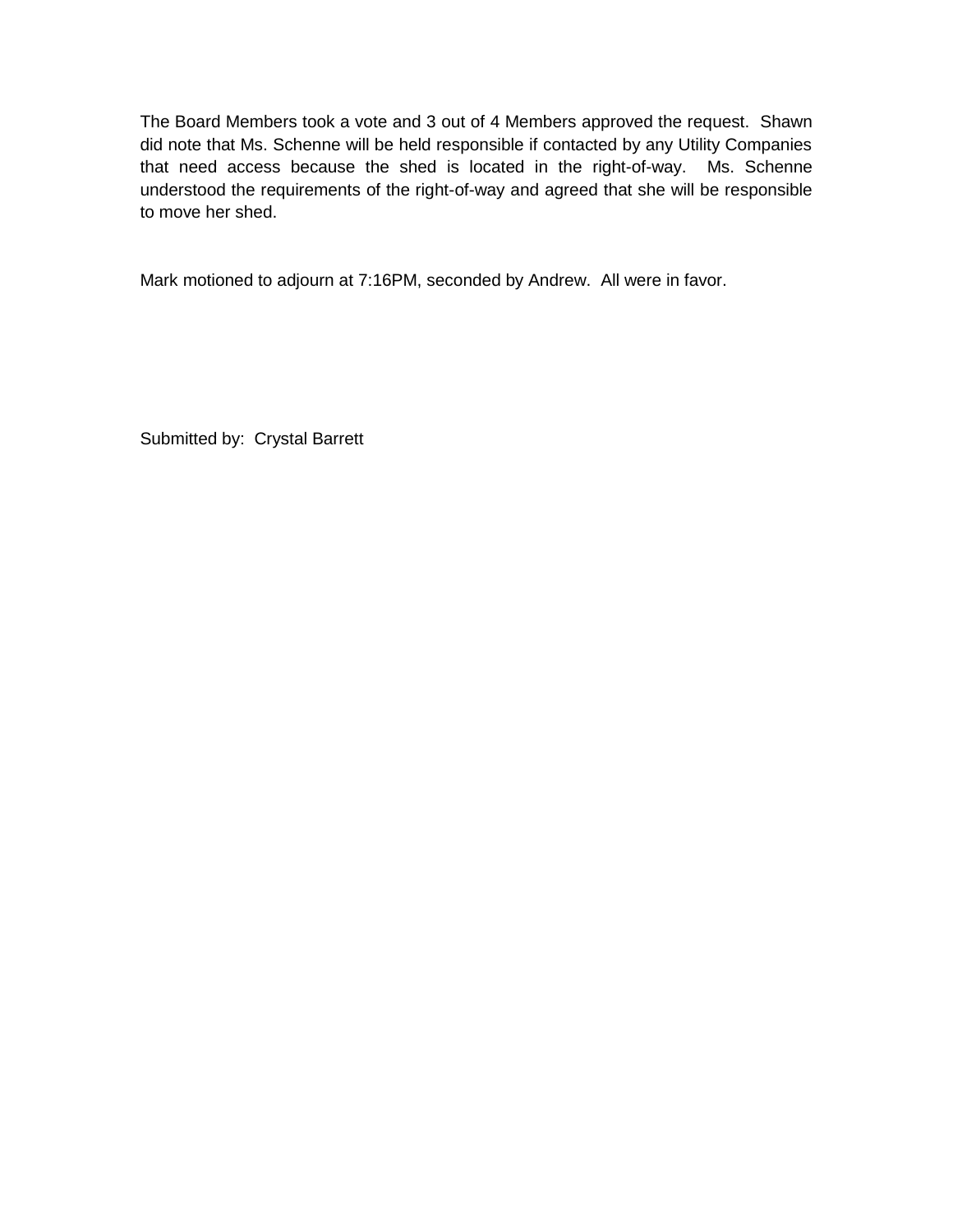The Board Members took a vote and 3 out of 4 Members approved the request. Shawn did note that Ms. Schenne will be held responsible if contacted by any Utility Companies that need access because the shed is located in the right-of-way. Ms. Schenne understood the requirements of the right-of-way and agreed that she will be responsible to move her shed.

Mark motioned to adjourn at 7:16PM, seconded by Andrew. All were in favor.

Submitted by: Crystal Barrett